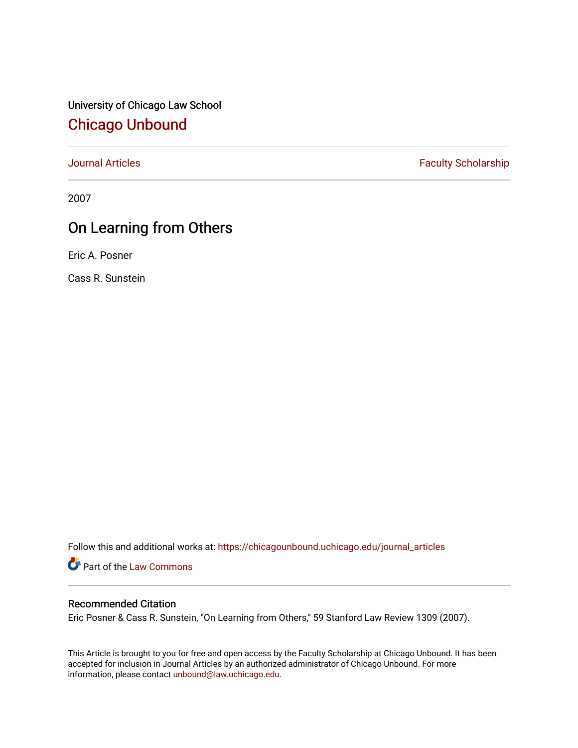University of Chicago Law School

## Chicago Unbound

Journal Articles | Faculty Scholarship

2007

# On Learning from Others

Eric A. Posner

Cass R. Sunstein

Follow this and additional works at: https://chicagounbound.uchicago.edu/journal_articles

Part of the Law Commons

### Recommended Citation

Eric Posner & Cass R. Sunstein, "On Learning from Others," 59 Stanford Law Review 1309 (2007).

This Article is brought to you for free and open access by the Faculty Scholarship at Chicago Unbound. It has been accepted for inclusion in Journal Articles by an authorized administrator of Chicago Unbound. For more information, please contact unbound@law.uchicago.edu.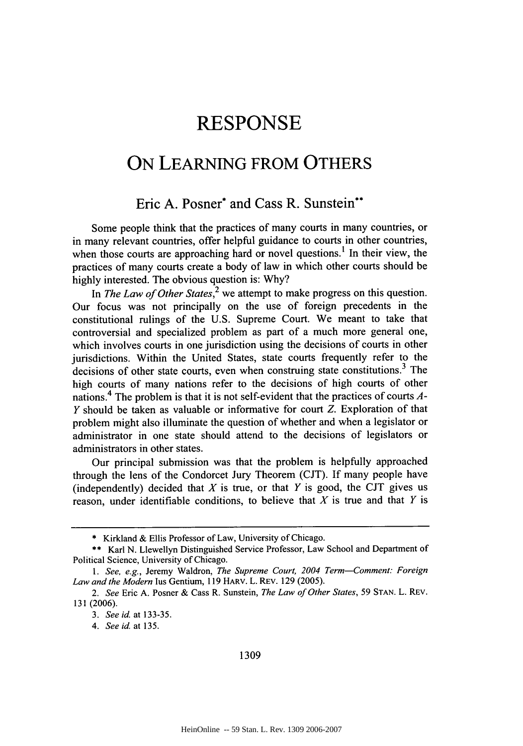# RESPONSE

# ON LEARNING FROM OTHERS

## Eric A. Posner* and Cass R. Sunstein**

Some people think that the practices of many courts in many countries, or in many relevant countries, offer helpful guidance to courts in other countries, when those courts are approaching hard or novel questions.[1] In their view, the practices of many courts create a body of law in which other courts should be highly interested. The obvious question is: Why?

In *The Law of Other States*,[2] we attempt to make progress on this question. Our focus was not principally on the use of foreign precedents in the constitutional rulings of the U.S. Supreme Court. We meant to take that controversial and specialized problem as part of a much more general one, which involves courts in one jurisdiction using the decisions of courts in other jurisdictions. Within the United States, state courts frequently refer to the decisions of other state courts, even when construing state constitutions.[3] The high courts of many nations refer to the decisions of high courts of other nations.[4] The problem is that it is not self-evident that the practices of courts *A-Y* should be taken as valuable or informative for court *Z*. Exploration of that problem might also illuminate the question of whether and when a legislator or administrator in one state should attend to the decisions of legislators or administrators in other states.

Our principal submission was that the problem is helpfully approached through the lens of the Condorcet Jury Theorem (CJT). If many people have (independently) decided that *X* is true, or that *Y* is good, the CJT gives us reason, under identifiable conditions, to believe that *X* is true and that *Y* is

---

\* Kirkland & Ellis Professor of Law, University of Chicago.

\** Karl N. Llewellyn Distinguished Service Professor, Law School and Department of Political Science, University of Chicago.

1. *See, e.g.*, Jeremy Waldron, *The Supreme Court, 2004 Term—Comment: Foreign Law and the Modern* Ius Gentium, 119 HARV. L. REV. 129 (2005).

2. *See* Eric A. Posner & Cass R. Sunstein, *The Law of Other States*, 59 STAN. L. REV. 131 (2006).

3. *See id.* at 133-35.

4. *See id.* at 135.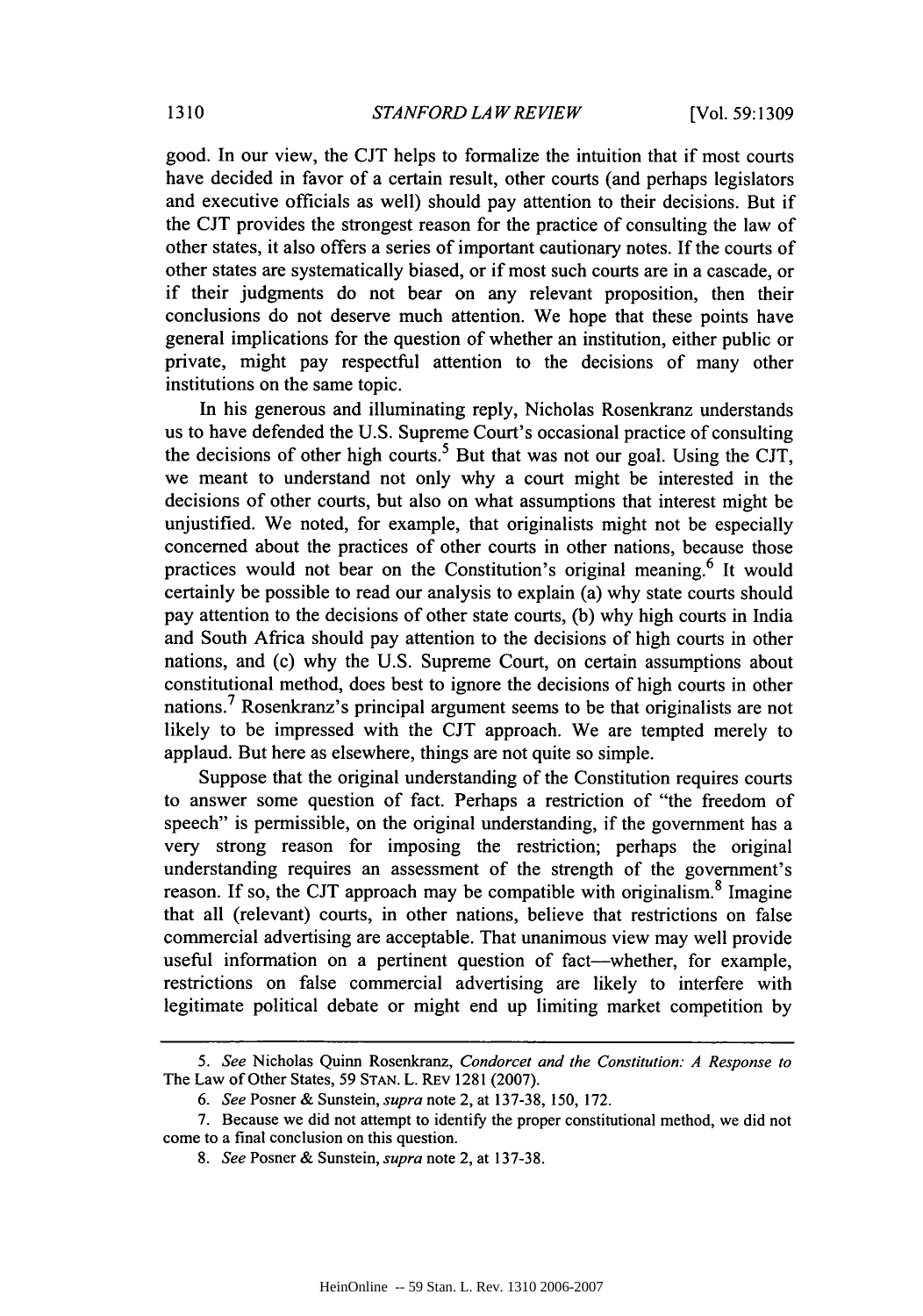good. In our view, the CJT helps to formalize the intuition that if most courts have decided in favor of a certain result, other courts (and perhaps legislators and executive officials as well) should pay attention to their decisions. But if the CJT provides the strongest reason for the practice of consulting the law of other states, it also offers a series of important cautionary notes. If the courts of other states are systematically biased, or if most such courts are in a cascade, or if their judgments do not bear on any relevant proposition, then their conclusions do not deserve much attention. We hope that these points have general implications for the question of whether an institution, either public or private, might pay respectful attention to the decisions of many other institutions on the same topic.

In his generous and illuminating reply, Nicholas Rosenkranz understands us to have defended the U.S. Supreme Court's occasional practice of consulting the decisions of other high courts.[5] But that was not our goal. Using the CJT, we meant to understand not only why a court might be interested in the decisions of other courts, but also on what assumptions that interest might be unjustified. We noted, for example, that originalists might not be especially concerned about the practices of other courts in other nations, because those practices would not bear on the Constitution's original meaning.[6] It would certainly be possible to read our analysis to explain (a) why state courts should pay attention to the decisions of other state courts, (b) why high courts in India and South Africa should pay attention to the decisions of high courts in other nations, and (c) why the U.S. Supreme Court, on certain assumptions about constitutional method, does best to ignore the decisions of high courts in other nations.[7] Rosenkranz's principal argument seems to be that originalists are not likely to be impressed with the CJT approach. We are tempted merely to applaud. But here as elsewhere, things are not quite so simple.

Suppose that the original understanding of the Constitution requires courts to answer some question of fact. Perhaps a restriction of "the freedom of speech" is permissible, on the original understanding, if the government has a very strong reason for imposing the restriction; perhaps the original understanding requires an assessment of the strength of the government's reason. If so, the CJT approach may be compatible with originalism.[8] Imagine that all (relevant) courts, in other nations, believe that restrictions on false commercial advertising are acceptable. That unanimous view may well provide useful information on a pertinent question of fact—whether, for example, restrictions on false commercial advertising are likely to interfere with legitimate political debate or might end up limiting market competition by

---

5. *See* Nicholas Quinn Rosenkranz, *Condorcet and the Constitution: A Response to* The Law of Other States, 59 STAN. L. REV 1281 (2007).

6. *See* Posner & Sunstein, *supra* note 2, at 137-38, 150, 172.

7. Because we did not attempt to identify the proper constitutional method, we did not come to a final conclusion on this question.

8. *See* Posner & Sunstein, *supra* note 2, at 137-38.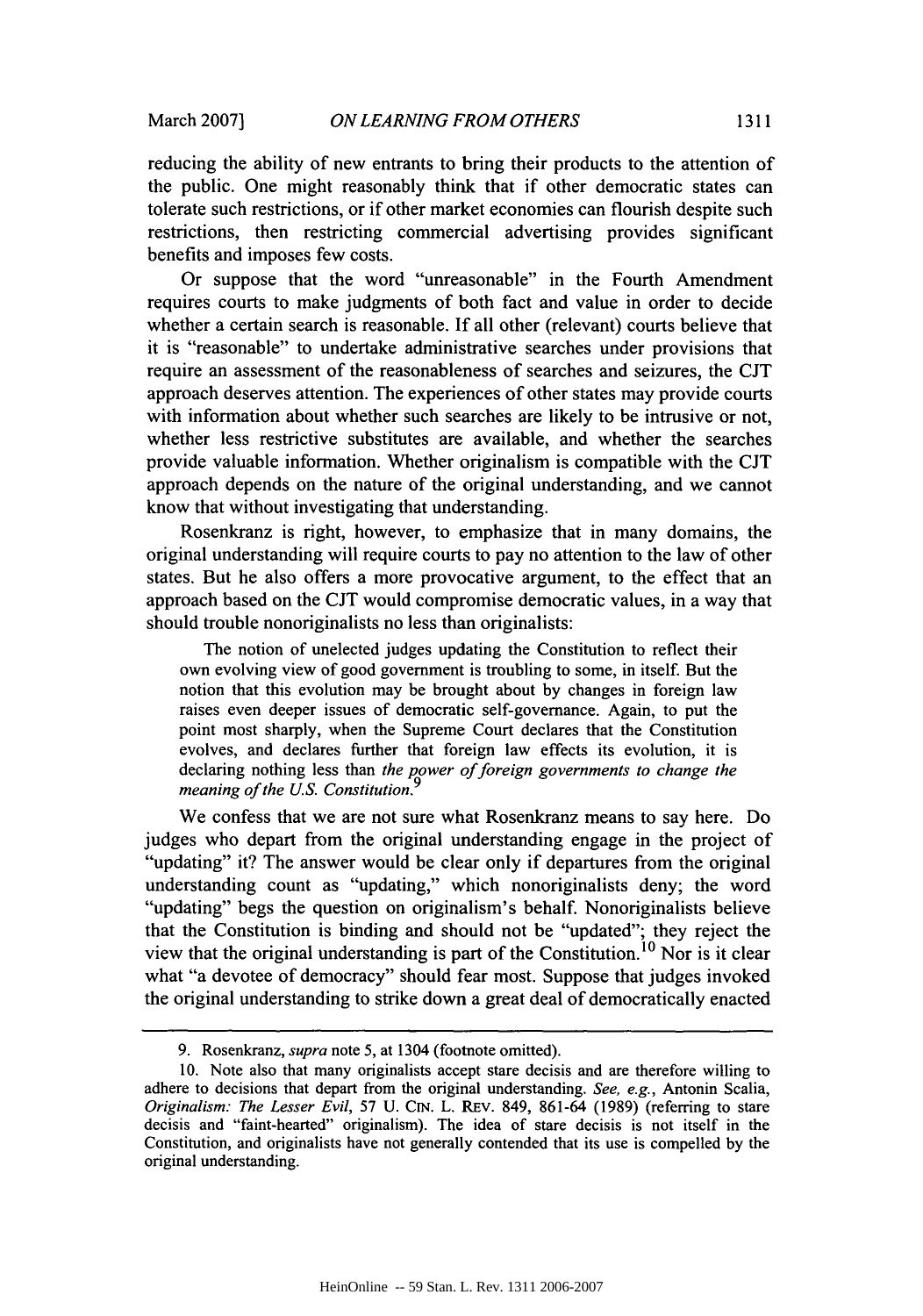reducing the ability of new entrants to bring their products to the attention of the public. One might reasonably think that if other democratic states can tolerate such restrictions, or if other market economies can flourish despite such restrictions, then restricting commercial advertising provides significant benefits and imposes few costs.

Or suppose that the word "unreasonable" in the Fourth Amendment requires courts to make judgments of both fact and value in order to decide whether a certain search is reasonable. If all other (relevant) courts believe that it is "reasonable" to undertake administrative searches under provisions that require an assessment of the reasonableness of searches and seizures, the CJT approach deserves attention. The experiences of other states may provide courts with information about whether such searches are likely to be intrusive or not, whether less restrictive substitutes are available, and whether the searches provide valuable information. Whether originalism is compatible with the CJT approach depends on the nature of the original understanding, and we cannot know that without investigating that understanding.

Rosenkranz is right, however, to emphasize that in many domains, the original understanding will require courts to pay no attention to the law of other states. But he also offers a more provocative argument, to the effect that an approach based on the CJT would compromise democratic values, in a way that should trouble nonoriginalists no less than originalists:

> The notion of unelected judges updating the Constitution to reflect their own evolving view of good government is troubling to some, in itself. But the notion that this evolution may be brought about by changes in foreign law raises even deeper issues of democratic self-governance. Again, to put the point most sharply, when the Supreme Court declares that the Constitution evolves, and declares further that foreign law effects its evolution, it is declaring nothing less than *the power of foreign governments to change the meaning of the U.S. Constitution*.[9]

We confess that we are not sure what Rosenkranz means to say here. Do judges who depart from the original understanding engage in the project of "updating" it? The answer would be clear only if departures from the original understanding count as "updating," which nonoriginalists deny; the word "updating" begs the question on originalism's behalf. Nonoriginalists believe that the Constitution is binding and should not be "updated"; they reject the view that the original understanding is part of the Constitution.[10] Nor is it clear what "a devotee of democracy" should fear most. Suppose that judges invoked the original understanding to strike down a great deal of democratically enacted

---

9. Rosenkranz, *supra* note 5, at 1304 (footnote omitted).

10. Note also that many originalists accept stare decisis and are therefore willing to adhere to decisions that depart from the original understanding. *See, e.g.*, Antonin Scalia, *Originalism: The Lesser Evil*, 57 U. CIN. L. REV. 849, 861-64 (1989) (referring to stare decisis and "faint-hearted" originalism). The idea of stare decisis is not itself in the Constitution, and originalists have not generally contended that its use is compelled by the original understanding.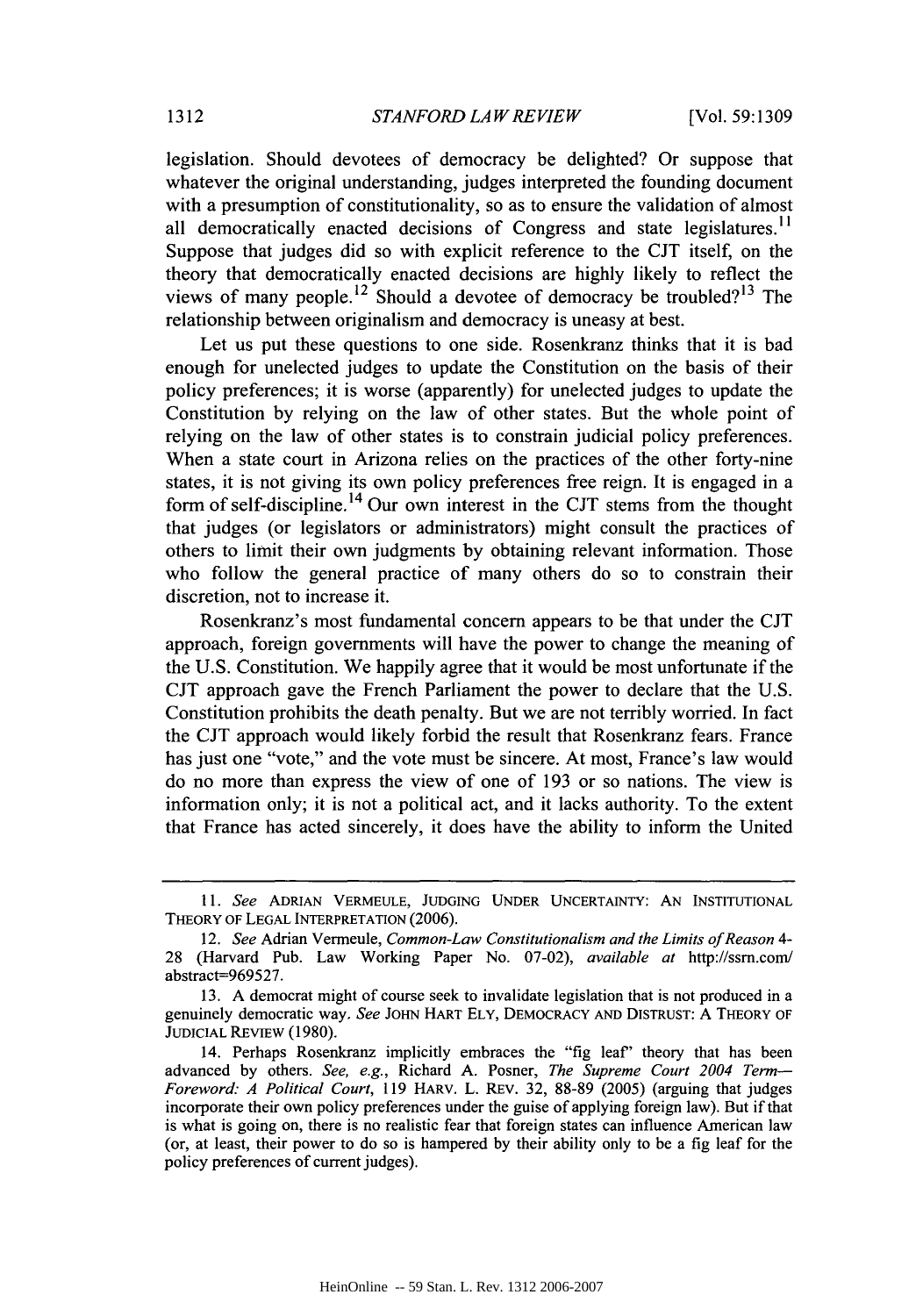legislation. Should devotees of democracy be delighted? Or suppose that whatever the original understanding, judges interpreted the founding document with a presumption of constitutionality, so as to ensure the validation of almost all democratically enacted decisions of Congress and state legislatures.[11] Suppose that judges did so with explicit reference to the CJT itself, on the theory that democratically enacted decisions are highly likely to reflect the views of many people.[12] Should a devotee of democracy be troubled?[13] The relationship between originalism and democracy is uneasy at best.

Let us put these questions to one side. Rosenkranz thinks that it is bad enough for unelected judges to update the Constitution on the basis of their policy preferences; it is worse (apparently) for unelected judges to update the Constitution by relying on the law of other states. But the whole point of relying on the law of other states is to constrain judicial policy preferences. When a state court in Arizona relies on the practices of the other forty-nine states, it is not giving its own policy preferences free reign. It is engaged in a form of self-discipline.[14] Our own interest in the CJT stems from the thought that judges (or legislators or administrators) might consult the practices of others to limit their own judgments by obtaining relevant information. Those who follow the general practice of many others do so to constrain their discretion, not to increase it.

Rosenkranz's most fundamental concern appears to be that under the CJT approach, foreign governments will have the power to change the meaning of the U.S. Constitution. We happily agree that it would be most unfortunate if the CJT approach gave the French Parliament the power to declare that the U.S. Constitution prohibits the death penalty. But we are not terribly worried. In fact the CJT approach would likely forbid the result that Rosenkranz fears. France has just one "vote," and the vote must be sincere. At most, France's law would do no more than express the view of one of 193 or so nations. The view is information only; it is not a political act, and it lacks authority. To the extent that France has acted sincerely, it does have the ability to inform the United

---

11. *See* ADRIAN VERMEULE, JUDGING UNDER UNCERTAINTY: AN INSTITUTIONAL THEORY OF LEGAL INTERPRETATION (2006).

12. *See* Adrian Vermeule, *Common-Law Constitutionalism and the Limits of Reason* 4-28 (Harvard Pub. Law Working Paper No. 07-02), *available at* http://ssrn.com/abstract=969527.

13. A democrat might of course seek to invalidate legislation that is not produced in a genuinely democratic way. *See* JOHN HART ELY, DEMOCRACY AND DISTRUST: A THEORY OF JUDICIAL REVIEW (1980).

14. Perhaps Rosenkranz implicitly embraces the "fig leaf" theory that has been advanced by others. *See, e.g.*, Richard A. Posner, *The Supreme Court 2004 Term—Foreword: A Political Court*, 119 HARV. L. REV. 32, 88-89 (2005) (arguing that judges incorporate their own policy preferences under the guise of applying foreign law). But if that is what is going on, there is no realistic fear that foreign states can influence American law (or, at least, their power to do so is hampered by their ability only to be a fig leaf for the policy preferences of current judges).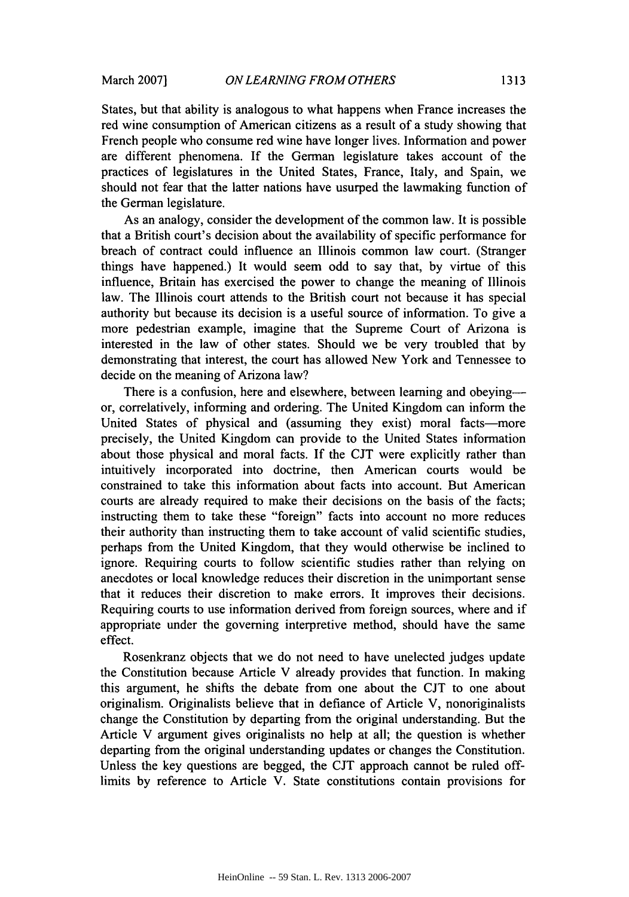States, but that ability is analogous to what happens when France increases the red wine consumption of American citizens as a result of a study showing that French people who consume red wine have longer lives. Information and power are different phenomena. If the German legislature takes account of the practices of legislatures in the United States, France, Italy, and Spain, we should not fear that the latter nations have usurped the lawmaking function of the German legislature.

As an analogy, consider the development of the common law. It is possible that a British court's decision about the availability of specific performance for breach of contract could influence an Illinois common law court. (Stranger things have happened.) It would seem odd to say that, by virtue of this influence, Britain has exercised the power to change the meaning of Illinois law. The Illinois court attends to the British court not because it has special authority but because its decision is a useful source of information. To give a more pedestrian example, imagine that the Supreme Court of Arizona is interested in the law of other states. Should we be very troubled that by demonstrating that interest, the court has allowed New York and Tennessee to decide on the meaning of Arizona law?

There is a confusion, here and elsewhere, between learning and obeying—or, correlatively, informing and ordering. The United Kingdom can inform the United States of physical and (assuming they exist) moral facts—more precisely, the United Kingdom can provide to the United States information about those physical and moral facts. If the CJT were explicitly rather than intuitively incorporated into doctrine, then American courts would be constrained to take this information about facts into account. But American courts are already required to make their decisions on the basis of the facts; instructing them to take these "foreign" facts into account no more reduces their authority than instructing them to take account of valid scientific studies, perhaps from the United Kingdom, that they would otherwise be inclined to ignore. Requiring courts to follow scientific studies rather than relying on anecdotes or local knowledge reduces their discretion in the unimportant sense that it reduces their discretion to make errors. It improves their decisions. Requiring courts to use information derived from foreign sources, where and if appropriate under the governing interpretive method, should have the same effect.

Rosenkranz objects that we do not need to have unelected judges update the Constitution because Article V already provides that function. In making this argument, he shifts the debate from one about the CJT to one about originalism. Originalists believe that in defiance of Article V, nonoriginalists change the Constitution by departing from the original understanding. But the Article V argument gives originalists no help at all; the question is whether departing from the original understanding updates or changes the Constitution. Unless the key questions are begged, the CJT approach cannot be ruled off-limits by reference to Article V. State constitutions contain provisions for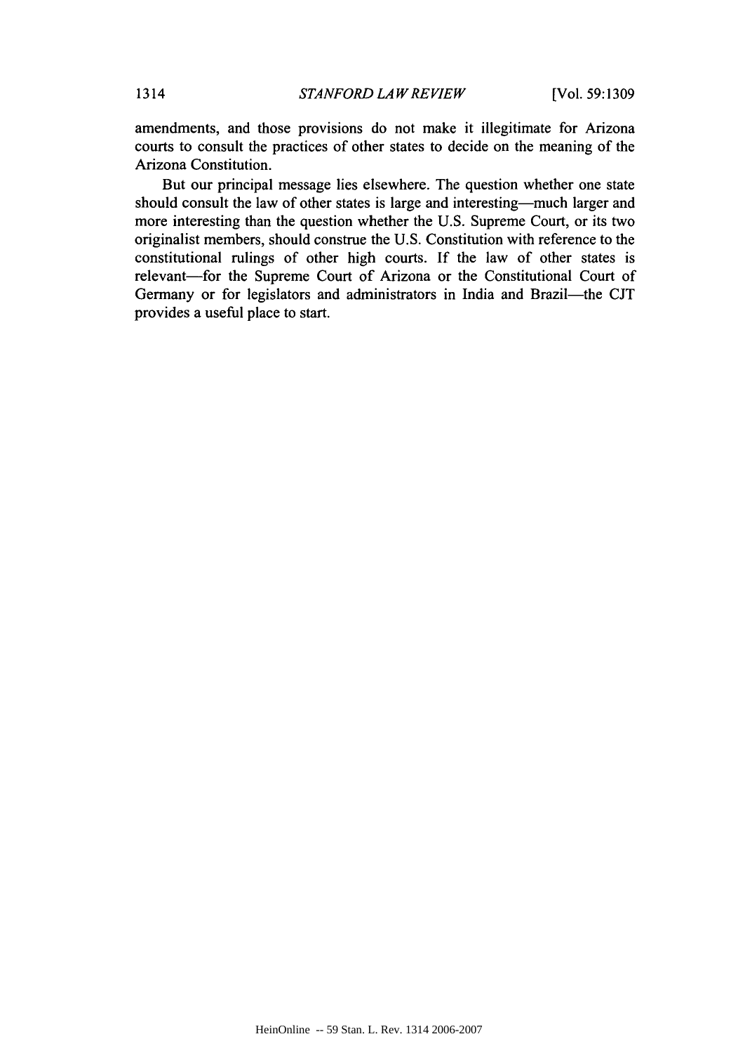amendments, and those provisions do not make it illegitimate for Arizona courts to consult the practices of other states to decide on the meaning of the Arizona Constitution.

But our principal message lies elsewhere. The question whether one state should consult the law of other states is large and interesting—much larger and more interesting than the question whether the U.S. Supreme Court, or its two originalist members, should construe the U.S. Constitution with reference to the constitutional rulings of other high courts. If the law of other states is relevant—for the Supreme Court of Arizona or the Constitutional Court of Germany or for legislators and administrators in India and Brazil—the CJT provides a useful place to start.